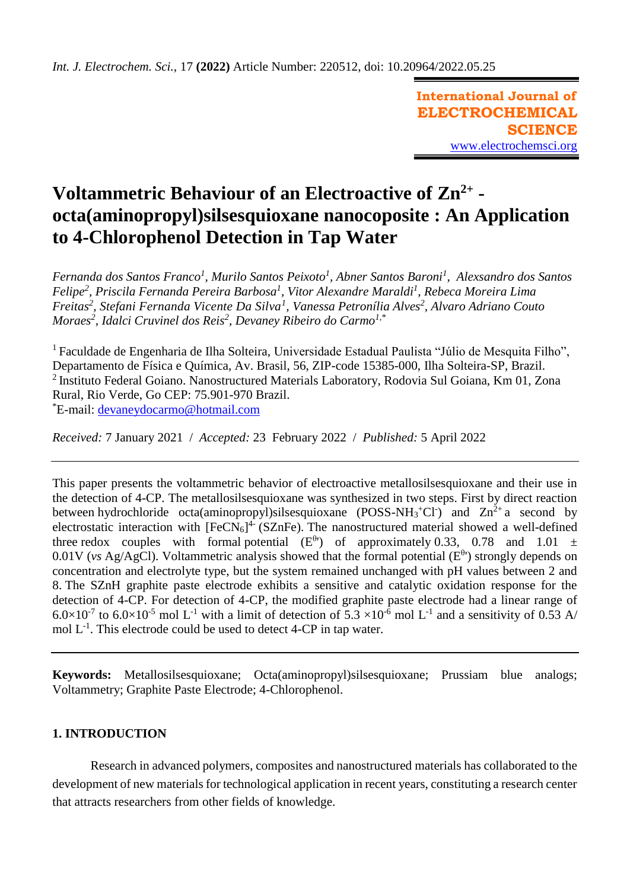# Voltammetric Behaviour of an Electroactive of $Zn^{2+}$ -octa(aminopropyl)silsesquioxane nanocoposite : An Application to 4-Chlorophenol Detection in Tap Water

*Fernanda dos Santos Franco[1], Murilo Santos Peixoto[1], Abner Santos Baroni[1], Alexsandro dos Santos Felipe[2], Priscila Fernanda Pereira Barbosa[1], Vitor Alexandre Maraldi[1], Rebeca Moreira Lima Freitas[2], Stefani Fernanda Vicente Da Silva[1], Vanessa Petronília Alves[2], Alvaro Adriano Couto Moraes[2], Idalci Cruvinel dos Reis[2], Devaney Ribeiro do Carmo[1,*]*

[1] Faculdade de Engenharia de Ilha Solteira, Universidade Estadual Paulista "Júlio de Mesquita Filho", Departamento de Física e Química, Av. Brasil, 56, ZIP-code 15385-000, Ilha Solteira-SP, Brazil.
[2] Instituto Federal Goiano. Nanostructured Materials Laboratory, Rodovia Sul Goiana, Km 01, Zona Rural, Rio Verde, Go CEP: 75.901-970 Brazil.
[*]E-mail: devaneydocarmo@hotmail.com

*Received:* 7 January 2021 / *Accepted:* 23 February 2022 / *Published:* 5 April 2022

---

This paper presents the voltammetric behavior of electroactive metallosilsesquioxane and their use in the detection of 4-CP. The metallosilsesquioxane was synthesized in two steps. First by direct reaction between hydrochloride octa(aminopropyl)silsesquioxane (POSS-$NH_3^+Cl^-$) and $Zn^{2+}$ a second by electrostatic interaction with $[FeCN_6]^{4-}$ (SZnFe). The nanostructured material showed a well-defined three redox couples with formal potential ($E^{0'}$) of approximately 0.33, 0.78 and 1.01 ± 0.01V (*vs* Ag/AgCl). Voltammetric analysis showed that the formal potential ($E^{0'}$) strongly depends on concentration and electrolyte type, but the system remained unchanged with pH values between 2 and 8. The SZnH graphite paste electrode exhibits a sensitive and catalytic oxidation response for the detection of 4-CP. For detection of 4-CP, the modified graphite paste electrode had a linear range of $6.0\times10^{-7}$ to $6.0\times10^{-5}$ mol $L^{-1}$ with a limit of detection of $5.3\times10^{-6}$ mol $L^{-1}$ and a sensitivity of 0.53 A/ mol $L^{-1}$. This electrode could be used to detect 4-CP in tap water.

---

**Keywords:** Metallosilsesquioxane; Octa(aminopropyl)silsesquioxane; Prussiam blue analogs; Voltammetry; Graphite Paste Electrode; 4-Chlorophenol.

## 1. INTRODUCTION

Research in advanced polymers, composites and nanostructured materials has collaborated to the development of new materials for technological application in recent years, constituting a research center that attracts researchers from other fields of knowledge.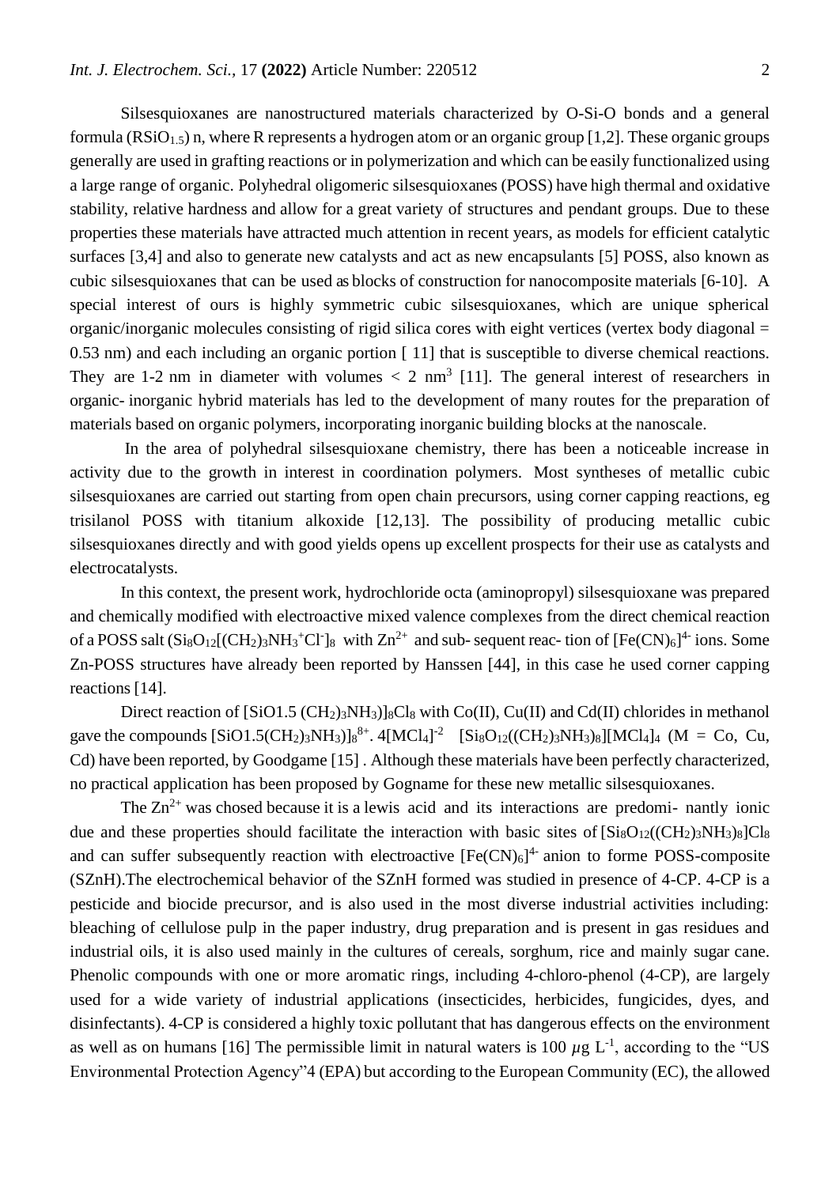Silsesquioxanes are nanostructured materials characterized by O-Si-O bonds and a general formula $(RSiO_{1.5})$ n, where R represents a hydrogen atom or an organic group [1,2]. These organic groups generally are used in grafting reactions or in polymerization and which can be easily functionalized using a large range of organic. Polyhedral oligomeric silsesquioxanes (POSS) have high thermal and oxidative stability, relative hardness and allow for a great variety of structures and pendant groups. Due to these properties these materials have attracted much attention in recent years, as models for efficient catalytic surfaces [3,4] and also to generate new catalysts and act as new encapsulants [5] POSS, also known as cubic silsesquioxanes that can be used as blocks of construction for nanocomposite materials [6-10]. A special interest of ours is highly symmetric cubic silsesquioxanes, which are unique spherical organic/inorganic molecules consisting of rigid silica cores with eight vertices (vertex body diagonal = 0.53 nm) and each including an organic portion [ 11] that is susceptible to diverse chemical reactions. They are 1-2 nm in diameter with volumes < 2 $nm^3$ [11]. The general interest of researchers in organic- inorganic hybrid materials has led to the development of many routes for the preparation of materials based on organic polymers, incorporating inorganic building blocks at the nanoscale.

In the area of polyhedral silsesquioxane chemistry, there has been a noticeable increase in activity due to the growth in interest in coordination polymers. Most syntheses of metallic cubic silsesquioxanes are carried out starting from open chain precursors, using corner capping reactions, eg trisilanol POSS with titanium alkoxide [12,13]. The possibility of producing metallic cubic silsesquioxanes directly and with good yields opens up excellent prospects for their use as catalysts and electrocatalysts.

In this context, the present work, hydrochloride octa (aminopropyl) silsesquioxane was prepared and chemically modified with electroactive mixed valence complexes from the direct chemical reaction of a POSS salt $(Si_8O_{12}[(CH_2)_3NH_3^+Cl^-]_8$ with $Zn^{2+}$ and sub- sequent reac- tion of $[Fe(CN)_6]^{4-}$ ions. Some Zn-POSS structures have already been reported by Hanssen [44], in this case he used corner capping reactions [14].

Direct reaction of $[SiO1.5\,(CH_2)_3NH_3)]_8Cl_8$ with Co(II), Cu(II) and Cd(II) chlorides in methanol gave the compounds $[SiO1.5(CH_2)_3NH_3)]_8^{8+}.\,4[MCl_4]^{-2}$ $[Si_8O_{12}((CH_2)_3NH_3)_8][MCl_4]_4$ (M = Co, Cu, Cd) have been reported, by Goodgame [15] . Although these materials have been perfectly characterized, no practical application has been proposed by Gogname for these new metallic silsesquioxanes.

The $Zn^{2+}$ was chosed because it is a lewis acid and its interactions are predomi- nantly ionic due and these properties should facilitate the interaction with basic sites of $[Si_8O_{12}((CH_2)_3NH_3)_8]Cl_8$ and can suffer subsequently reaction with electroactive $[Fe(CN)_6]^{4-}$ anion to forme POSS-composite (SZnH).The electrochemical behavior of the SZnH formed was studied in presence of 4-CP. 4-CP is a pesticide and biocide precursor, and is also used in the most diverse industrial activities including: bleaching of cellulose pulp in the paper industry, drug preparation and is present in gas residues and industrial oils, it is also used mainly in the cultures of cereals, sorghum, rice and mainly sugar cane. Phenolic compounds with one or more aromatic rings, including 4-chloro-phenol (4-CP), are largely used for a wide variety of industrial applications (insecticides, herbicides, fungicides, dyes, and disinfectants). 4-CP is considered a highly toxic pollutant that has dangerous effects on the environment as well as on humans [16] The permissible limit in natural waters is 100 $\mu g\ L^{-1}$, according to the "US Environmental Protection Agency"4 (EPA) but according to the European Community (EC), the allowed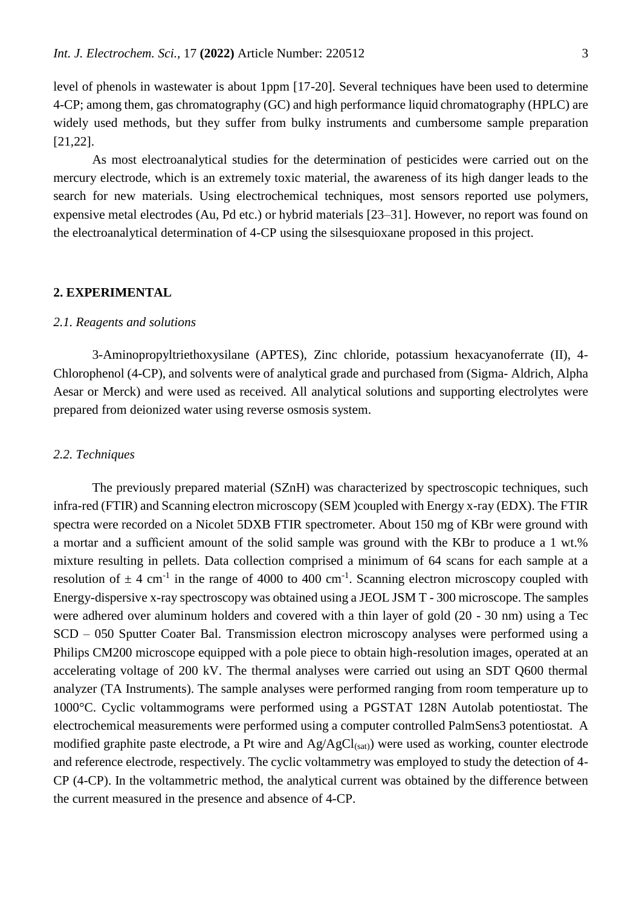level of phenols in wastewater is about 1ppm [17-20]. Several techniques have been used to determine 4-CP; among them, gas chromatography (GC) and high performance liquid chromatography (HPLC) are widely used methods, but they suffer from bulky instruments and cumbersome sample preparation [21,22].

As most electroanalytical studies for the determination of pesticides were carried out on the mercury electrode, which is an extremely toxic material, the awareness of its high danger leads to the search for new materials. Using electrochemical techniques, most sensors reported use polymers, expensive metal electrodes (Au, Pd etc.) or hybrid materials [23–31]. However, no report was found on the electroanalytical determination of 4-CP using the silsesquioxane proposed in this project.

## 2. EXPERIMENTAL

### *2.1. Reagents and solutions*

3-Aminopropyltriethoxysilane (APTES), Zinc chloride, potassium hexacyanoferrate (II), 4-Chlorophenol (4-CP), and solvents were of analytical grade and purchased from (Sigma- Aldrich, Alpha Aesar or Merck) and were used as received. All analytical solutions and supporting electrolytes were prepared from deionized water using reverse osmosis system.

### *2.2. Techniques*

The previously prepared material (SZnH) was characterized by spectroscopic techniques, such infra-red (FTIR) and Scanning electron microscopy (SEM )coupled with Energy x-ray (EDX). The FTIR spectra were recorded on a Nicolet 5DXB FTIR spectrometer. About 150 mg of KBr were ground with a mortar and a sufficient amount of the solid sample was ground with the KBr to produce a 1 wt.% mixture resulting in pellets. Data collection comprised a minimum of 64 scans for each sample at a resolution of $\pm$ 4 $cm^{-1}$ in the range of 4000 to 400 $cm^{-1}$. Scanning electron microscopy coupled with Energy-dispersive x-ray spectroscopy was obtained using a JEOL JSM T - 300 microscope. The samples were adhered over aluminum holders and covered with a thin layer of gold (20 - 30 nm) using a Tec SCD – 050 Sputter Coater Bal. Transmission electron microscopy analyses were performed using a Philips CM200 microscope equipped with a pole piece to obtain high-resolution images, operated at an accelerating voltage of 200 kV. The thermal analyses were carried out using an SDT Q600 thermal analyzer (TA Instruments). The sample analyses were performed ranging from room temperature up to 1000°C. Cyclic voltammograms were performed using a PGSTAT 128N Autolab potentiostat. The electrochemical measurements were performed using a computer controlled PalmSens3 potentiostat. A modified graphite paste electrode, a Pt wire and $Ag/AgCl_{(sat)}$) were used as working, counter electrode and reference electrode, respectively. The cyclic voltammetry was employed to study the detection of 4-CP (4-CP). In the voltammetric method, the analytical current was obtained by the difference between the current measured in the presence and absence of 4-CP.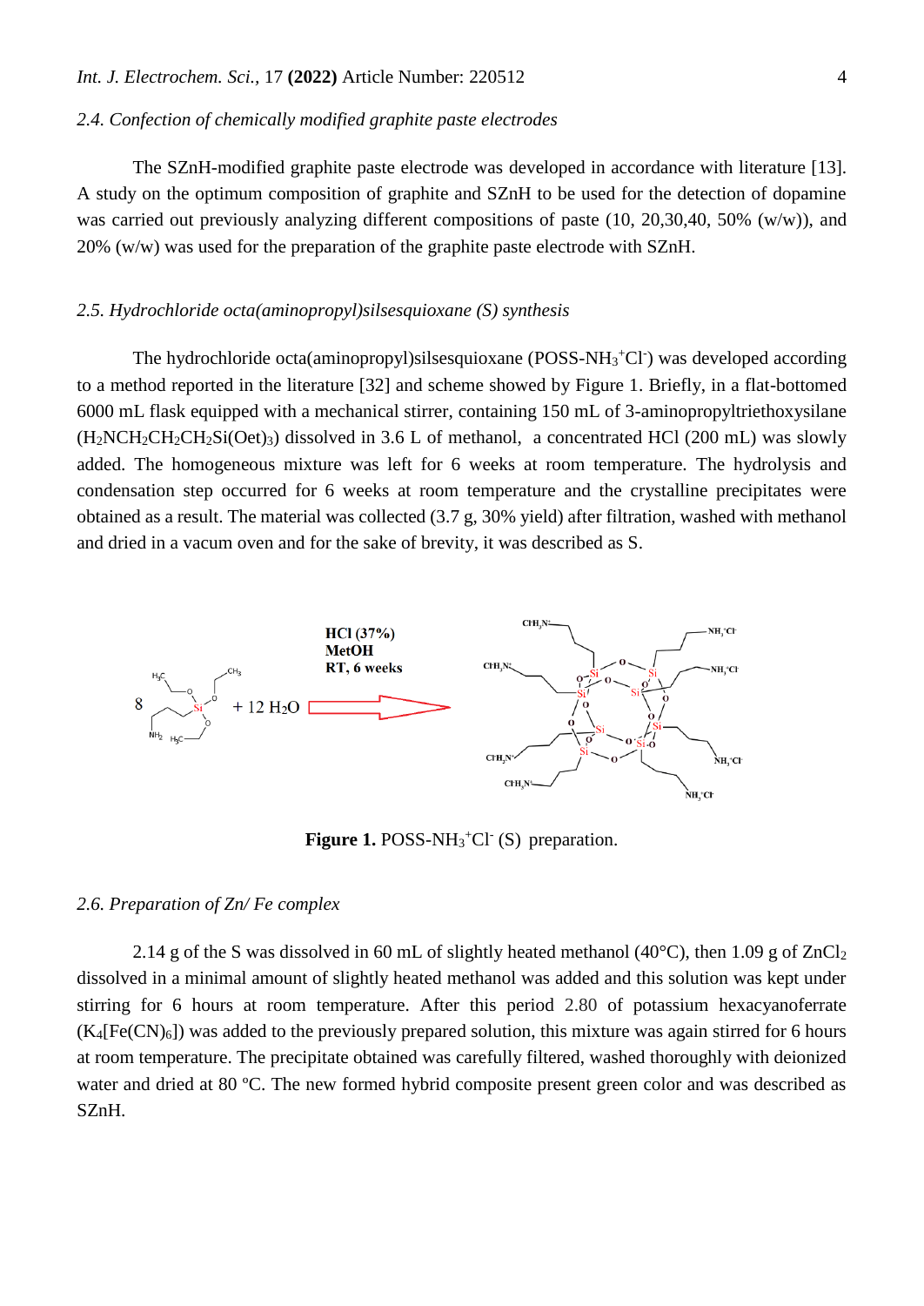### 2.4. Confection of chemically modified graphite paste electrodes

The SZnH-modified graphite paste electrode was developed in accordance with literature [13]. A study on the optimum composition of graphite and SZnH to be used for the detection of dopamine was carried out previously analyzing different compositions of paste (10, 20,30,40, 50% (w/w)), and 20% (w/w) was used for the preparation of the graphite paste electrode with SZnH.

### 2.5. Hydrochloride octa(aminopropyl)silsesquioxane (S) synthesis

The hydrochloride octa(aminopropyl)silsesquioxane (POSS-$NH_3^+Cl^-$) was developed according to a method reported in the literature [32] and scheme showed by Figure 1. Briefly, in a flat-bottomed 6000 mL flask equipped with a mechanical stirrer, containing 150 mL of 3-aminopropyltriethoxysilane ($H_2NCH_2CH_2CH_2Si(Oet)_3$) dissolved in 3.6 L of methanol, a concentrated HCl (200 mL) was slowly added. The homogeneous mixture was left for 6 weeks at room temperature. The hydrolysis and condensation step occurred for 6 weeks at room temperature and the crystalline precipitates were obtained as a result. The material was collected (3.7 g, 30% yield) after filtration, washed with methanol and dried in a vacum oven and for the sake of brevity, it was described as S.

**Figure 1.** POSS-$NH_3^+Cl^-$ (S) preparation.

### 2.6. Preparation of Zn/ Fe complex

2.14 g of the S was dissolved in 60 mL of slightly heated methanol (40°C), then 1.09 g of $ZnCl_2$ dissolved in a minimal amount of slightly heated methanol was added and this solution was kept under stirring for 6 hours at room temperature. After this period 2.80 of potassium hexacyanoferrate ($K_4[Fe(CN)_6]$) was added to the previously prepared solution, this mixture was again stirred for 6 hours at room temperature. The precipitate obtained was carefully filtered, washed thoroughly with deionized water and dried at 80 ºC. The new formed hybrid composite present green color and was described as SZnH.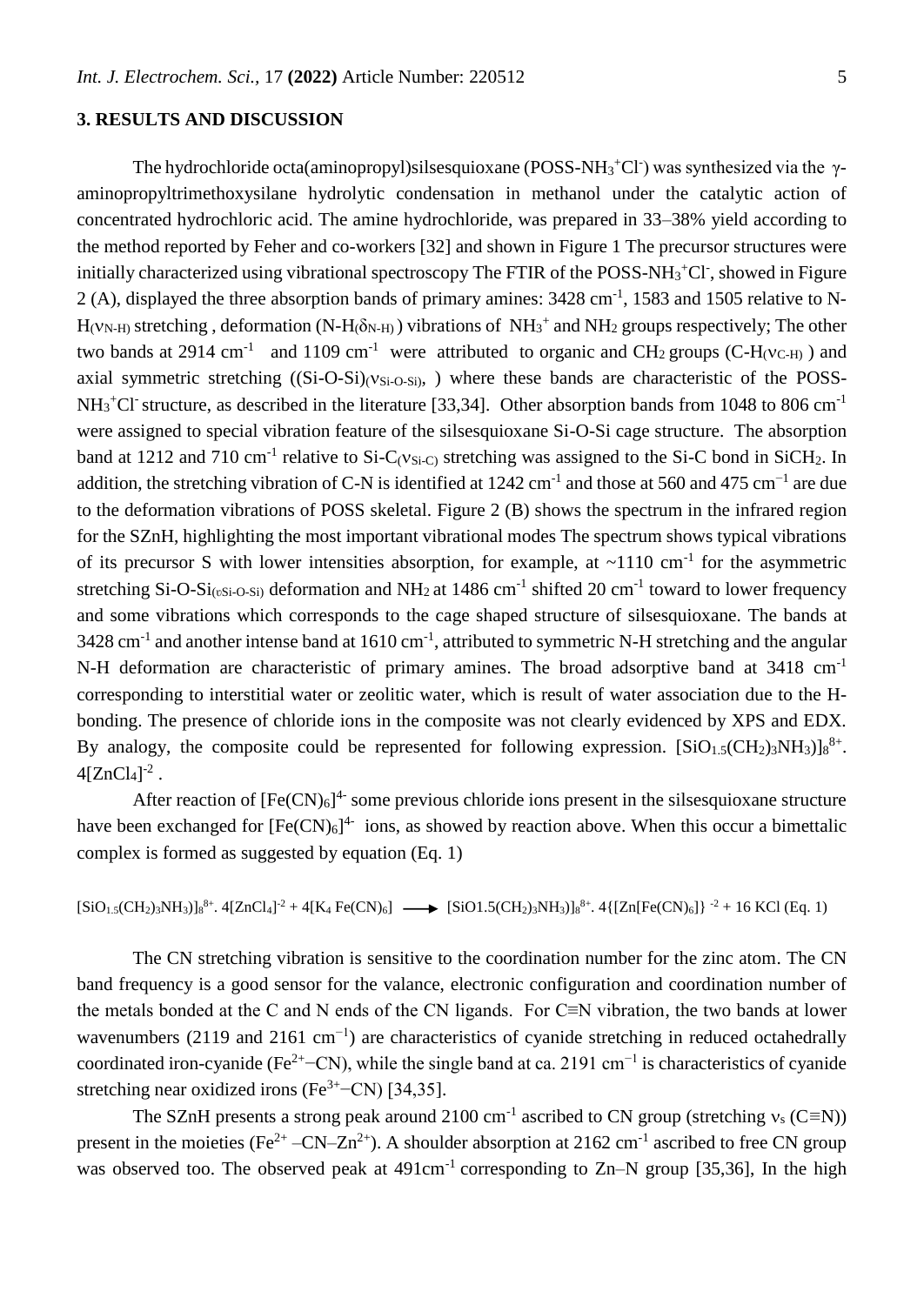## 3. RESULTS AND DISCUSSION

The hydrochloride octa(aminopropyl)silsesquioxane (POSS-$NH_3^+Cl^-$) was synthesized via the γ-aminopropyltrimethoxysilane hydrolytic condensation in methanol under the catalytic action of concentrated hydrochloric acid. The amine hydrochloride, was prepared in 33–38% yield according to the method reported by Feher and co-workers [32] and shown in Figure 1 The precursor structures were initially characterized using vibrational spectroscopy The FTIR of the POSS-$NH_3^+Cl^-$, showed in Figure 2 (A), displayed the three absorption bands of primary amines: 3428 $cm^{-1}$, 1583 and 1505 relative to N-$H(\nu_{N-H})$ stretching , deformation (N-$H(\delta_{N-H})$ ) vibrations of $NH_3^+$ and $NH_2$ groups respectively; The other two bands at 2914 $cm^{-1}$ and 1109 $cm^{-1}$ were attributed to organic and $CH_2$ groups (C-$H(\nu_{C-H})$ ) and axial symmetric stretching ((Si-O-Si)$(\nu_{Si-O-Si})$, ) where these bands are characteristic of the POSS-$NH_3^+Cl^-$ structure, as described in the literature [33,34]. Other absorption bands from 1048 to 806 $cm^{-1}$ were assigned to special vibration feature of the silsesquioxane Si-O-Si cage structure. The absorption band at 1212 and 710 $cm^{-1}$ relative to Si-$C(\nu_{Si-C})$ stretching was assigned to the Si-C bond in $SiCH_2$. In addition, the stretching vibration of C-N is identified at 1242 $cm^{-1}$ and those at 560 and 475 $cm^{-1}$ are due to the deformation vibrations of POSS skeletal. Figure 2 (B) shows the spectrum in the infrared region for the SZnH, highlighting the most important vibrational modes The spectrum shows typical vibrations of its precursor S with lower intensities absorption, for example, at ~1110 $cm^{-1}$ for the asymmetric stretching Si-O-$Si_{(\upsilon Si-O-Si)}$ deformation and $NH_2$ at 1486 $cm^{-1}$ shifted 20 $cm^{-1}$ toward to lower frequency and some vibrations which corresponds to the cage shaped structure of silsesquioxane. The bands at 3428 $cm^{-1}$ and another intense band at 1610 $cm^{-1}$, attributed to symmetric N-H stretching and the angular N-H deformation are characteristic of primary amines. The broad adsorptive band at 3418 $cm^{-1}$ corresponding to interstitial water or zeolitic water, which is result of water association due to the H-bonding. The presence of chloride ions in the composite was not clearly evidenced by XPS and EDX. By analogy, the composite could be represented for following expression. $[SiO_{1.5}(CH_2)_3NH_3)]_8^{8+}$. $4[ZnCl_4]^{-2}$ .

After reaction of $[Fe(CN)_6]^{4-}$ some previous chloride ions present in the silsesquioxane structure have been exchanged for $[Fe(CN)_6]^{4-}$ ions, as showed by reaction above. When this occur a bimettalic complex is formed as suggested by equation (Eq. 1)

$$[SiO_{1.5}(CH_2)_3NH_3)]_8^{8+}.\ 4[ZnCl_4]^{-2} + 4[K_4\ Fe(CN)_6] \longrightarrow [SiO1.5(CH_2)_3NH_3)]_8^{8+}.\ 4\{[Zn[Fe(CN)_6]\}^{-2} + 16\ KCl \quad (Eq.\ 1)$$

The CN stretching vibration is sensitive to the coordination number for the zinc atom. The CN band frequency is a good sensor for the valance, electronic configuration and coordination number of the metals bonded at the C and N ends of the CN ligands. For C≡N vibration, the two bands at lower wavenumbers (2119 and 2161 $cm^{-1}$) are characteristics of cyanide stretching in reduced octahedrally coordinated iron-cyanide ($Fe^{2+}$−CN), while the single band at ca. 2191 $cm^{-1}$ is characteristics of cyanide stretching near oxidized irons ($Fe^{3+}$−CN) [34,35].

The SZnH presents a strong peak around 2100 $cm^{-1}$ ascribed to CN group (stretching $\nu_s$ (C≡N)) present in the moieties ($Fe^{2+}$ –CN–$Zn^{2+}$). A shoulder absorption at 2162 $cm^{-1}$ ascribed to free CN group was observed too. The observed peak at 491$cm^{-1}$ corresponding to Zn–N group [35,36], In the high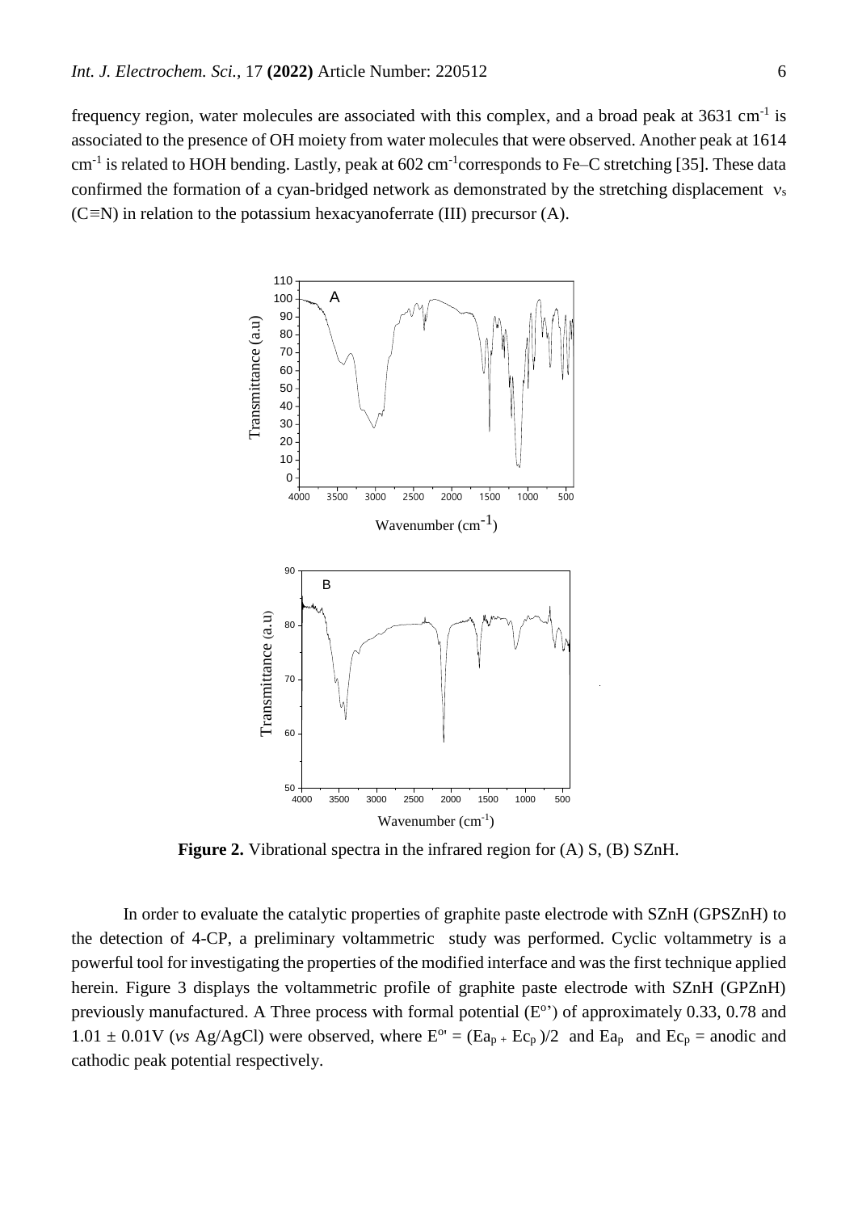frequency region, water molecules are associated with this complex, and a broad peak at 3631 $cm^{-1}$ is associated to the presence of OH moiety from water molecules that were observed. Another peak at 1614 $cm^{-1}$ is related to HOH bending. Lastly, peak at 602 $cm^{-1}$corresponds to Fe–C stretching [35]. These data confirmed the formation of a cyan-bridged network as demonstrated by the stretching displacement $\nu_s$ (C≡N) in relation to the potassium hexacyanoferrate (III) precursor (A).

**Figure 2.** Vibrational spectra in the infrared region for (A) S, (B) SZnH.

In order to evaluate the catalytic properties of graphite paste electrode with SZnH (GPSZnH) to the detection of 4-CP, a preliminary voltammetric study was performed. Cyclic voltammetry is a powerful tool for investigating the properties of the modified interface and was the first technique applied herein. Figure 3 displays the voltammetric profile of graphite paste electrode with SZnH (GPZnH) previously manufactured. A Three process with formal potential ($E^{o'}$) of approximately 0.33, 0.78 and 1.01 ± 0.01V (*vs* Ag/AgCl) were observed, where $E^{o'} = (Ea_p + Ec_p)/2$ and $Ea_p$ and $Ec_p$ = anodic and cathodic peak potential respectively.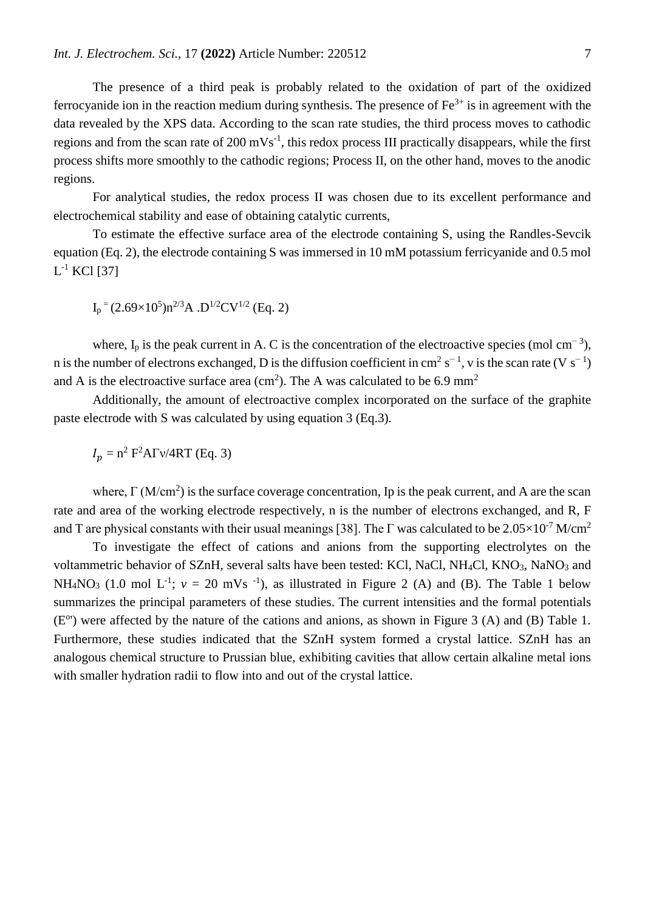The presence of a third peak is probably related to the oxidation of part of the oxidized ferrocyanide ion in the reaction medium during synthesis. The presence of $Fe^{3+}$ is in agreement with the data revealed by the XPS data. According to the scan rate studies, the third process moves to cathodic regions and from the scan rate of 200 $mVs^{-1}$, this redox process III practically disappears, while the first process shifts more smoothly to the cathodic regions; Process II, on the other hand, moves to the anodic regions.

For analytical studies, the redox process II was chosen due to its excellent performance and electrochemical stability and ease of obtaining catalytic currents,

To estimate the effective surface area of the electrode containing S, using the Randles-Sevcik equation (Eq. 2), the electrode containing S was immersed in 10 mM potassium ferricyanide and 0.5 mol $L^{-1}$ KCl [37]

$$I_p = (2.69\times10^5)n^{2/3}A\,.D^{1/2}CV^{1/2} \text{ (Eq. 2)}$$

where, $I_p$ is the peak current in A. C is the concentration of the electroactive species (mol $cm^{-3}$), n is the number of electrons exchanged, D is the diffusion coefficient in $cm^2\ s^{-1}$, v is the scan rate ($V\ s^{-1}$) and A is the electroactive surface area ($cm^2$). The A was calculated to be 6.9 $mm^2$

Additionally, the amount of electroactive complex incorporated on the surface of the graphite paste electrode with S was calculated by using equation 3 (Eq.3).

$$I_p = n^2 F^2 A\Gamma\nu/4RT \text{ (Eq. 3)}$$

where, $\Gamma$ ($M/cm^2$) is the surface coverage concentration, Ip is the peak current, and A are the scan rate and area of the working electrode respectively, n is the number of electrons exchanged, and R, F and T are physical constants with their usual meanings [38]. The $\Gamma$ was calculated to be $2.05\times10^{-7}$ $M/cm^2$

To investigate the effect of cations and anions from the supporting electrolytes on the voltammetric behavior of SZnH, several salts have been tested: KCl, NaCl, $NH_4Cl$, $KNO_3$, $NaNO_3$ and $NH_4NO_3$ (1.0 mol $L^{-1}$; $v$ = 20 $mVs^{-1}$), as illustrated in Figure 2 (A) and (B). The Table 1 below summarizes the principal parameters of these studies. The current intensities and the formal potentials ($E^{o\prime}$) were affected by the nature of the cations and anions, as shown in Figure 3 (A) and (B) Table 1. Furthermore, these studies indicated that the SZnH system formed a crystal lattice. SZnH has an analogous chemical structure to Prussian blue, exhibiting cavities that allow certain alkaline metal ions with smaller hydration radii to flow into and out of the crystal lattice.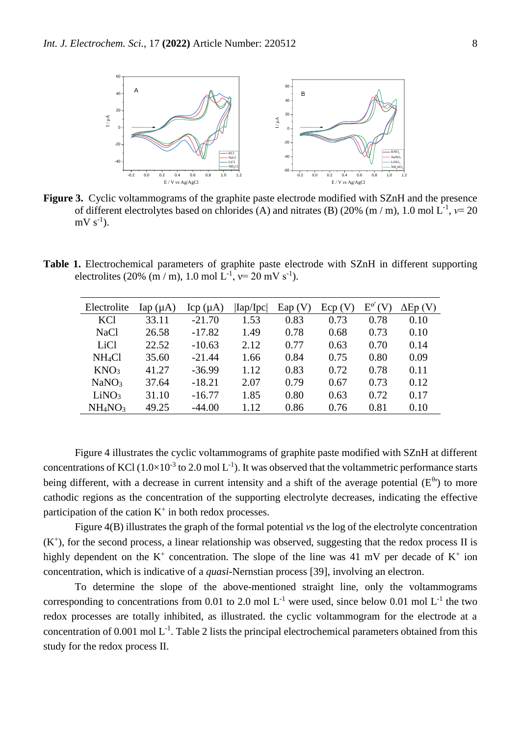**Figure 3.** Cyclic voltammograms of the graphite paste electrode modified with SZnH and the presence of different electrolytes based on chlorides (A) and nitrates (B) (20% (m / m), 1.0 mol $L^{-1}$, $v$= 20 mV $s^{-1}$).

**Table 1.** Electrochemical parameters of graphite paste electrode with SZnH in different supporting electrolites (20% (m / m), 1.0 mol $L^{-1}$, $v$= 20 mV $s^{-1}$).

| Electrolite | Iap (μA) | Icp (μA) | \|Iap/Ipc\| | Eap (V) | Ecp (V) | $E^{\theta'}$ (V) | ΔEp (V) |
|---|---|---|---|---|---|---|---|
| KCl | 33.11 | -21.70 | 1.53 | 0.83 | 0.73 | 0.78 | 0.10 |
| NaCl | 26.58 | -17.82 | 1.49 | 0.78 | 0.68 | 0.73 | 0.10 |
| LiCl | 22.52 | -10.63 | 2.12 | 0.77 | 0.63 | 0.70 | 0.14 |
| $NH_4Cl$ | 35.60 | -21.44 | 1.66 | 0.84 | 0.75 | 0.80 | 0.09 |
| $KNO_3$ | 41.27 | -36.99 | 1.12 | 0.83 | 0.72 | 0.78 | 0.11 |
| $NaNO_3$ | 37.64 | -18.21 | 2.07 | 0.79 | 0.67 | 0.73 | 0.12 |
| $LiNO_3$ | 31.10 | -16.77 | 1.85 | 0.80 | 0.63 | 0.72 | 0.17 |
| $NH_4NO_3$ | 49.25 | -44.00 | 1.12 | 0.86 | 0.76 | 0.81 | 0.10 |

Figure 4 illustrates the cyclic voltammograms of graphite paste modified with SZnH at different concentrations of KCl ($1.0\times10^{-3}$ to 2.0 mol $L^{-1}$). It was observed that the voltammetric performance starts being different, with a decrease in current intensity and a shift of the average potential ($E^{0\prime}$) to more cathodic regions as the concentration of the supporting electrolyte decreases, indicating the effective participation of the cation $K^+$ in both redox processes.

Figure 4(B) illustrates the graph of the formal potential *vs* the log of the electrolyte concentration ($K^+$), for the second process, a linear relationship was observed, suggesting that the redox process II is highly dependent on the $K^+$ concentration. The slope of the line was 41 mV per decade of $K^+$ ion concentration, which is indicative of a *quasi*-Nernstian process [39], involving an electron.

To determine the slope of the above-mentioned straight line, only the voltammograms corresponding to concentrations from 0.01 to 2.0 mol $L^{-1}$ were used, since below 0.01 mol $L^{-1}$ the two redox processes are totally inhibited, as illustrated. the cyclic voltammogram for the electrode at a concentration of 0.001 mol $L^{-1}$. Table 2 lists the principal electrochemical parameters obtained from this study for the redox process II.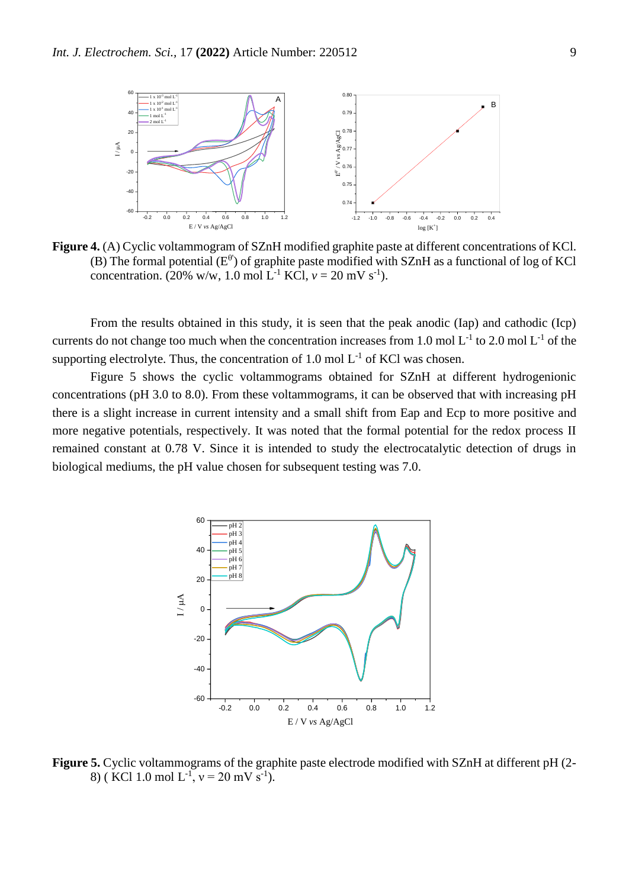**Figure 4.** (A) Cyclic voltammogram of SZnH modified graphite paste at different concentrations of KCl. (B) The formal potential ($E^{0'}$) of graphite paste modified with SZnH as a functional of log of KCl concentration. (20% w/w, 1.0 mol $L^{-1}$ KCl, $v$ = 20 mV $s^{-1}$).

From the results obtained in this study, it is seen that the peak anodic (Iap) and cathodic (Icp) currents do not change too much when the concentration increases from 1.0 mol $L^{-1}$ to 2.0 mol $L^{-1}$ of the supporting electrolyte. Thus, the concentration of 1.0 mol $L^{-1}$ of KCl was chosen.

Figure 5 shows the cyclic voltammograms obtained for SZnH at different hydrogenionic concentrations (pH 3.0 to 8.0). From these voltammograms, it can be observed that with increasing pH there is a slight increase in current intensity and a small shift from Eap and Ecp to more positive and more negative potentials, respectively. It was noted that the formal potential for the redox process II remained constant at 0.78 V. Since it is intended to study the electrocatalytic detection of drugs in biological mediums, the pH value chosen for subsequent testing was 7.0.

**Figure 5.** Cyclic voltammograms of the graphite paste electrode modified with SZnH at different pH (2-8) ( KCl 1.0 mol $L^{-1}$, $\nu$ = 20 mV $s^{-1}$).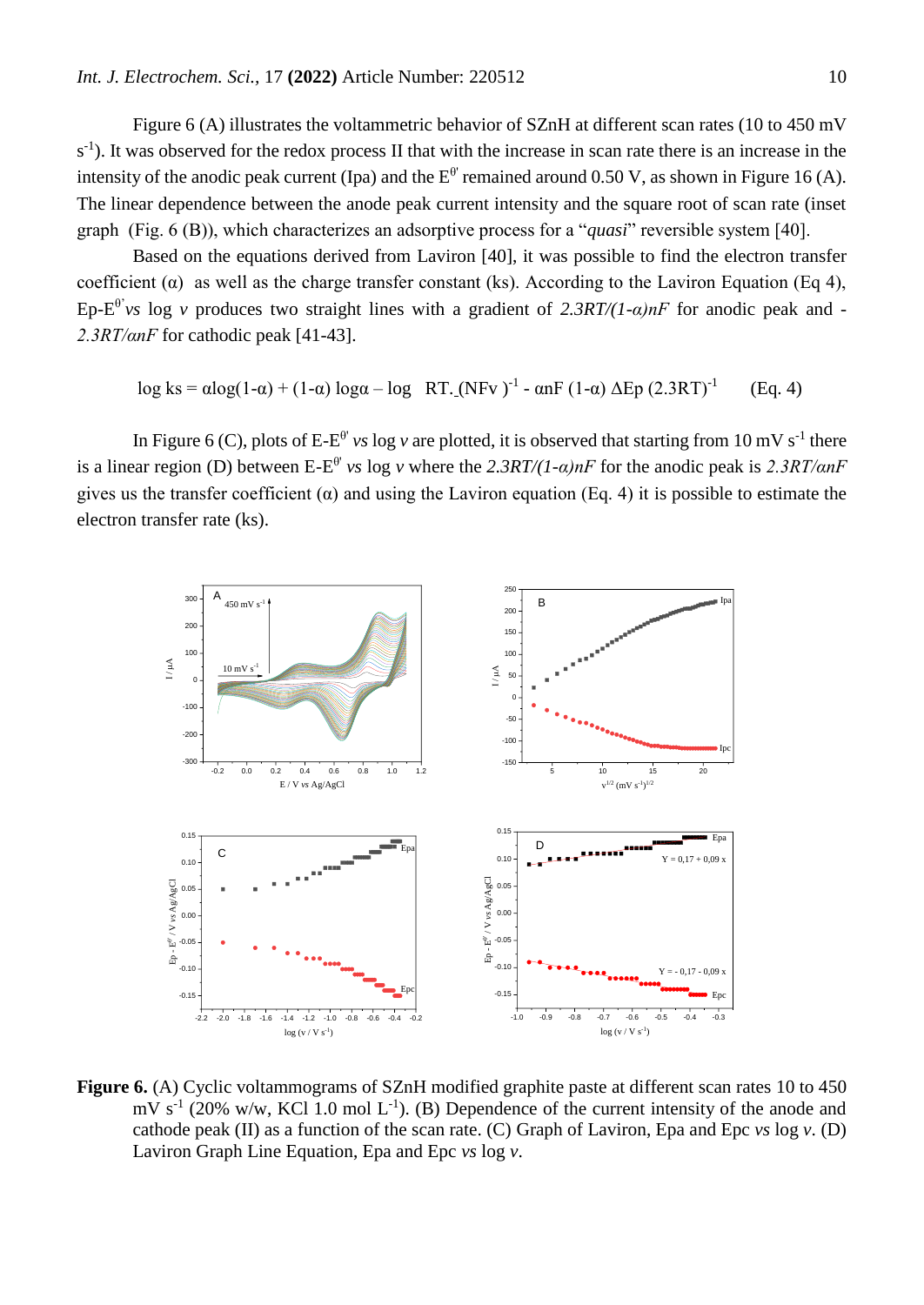Figure 6 (A) illustrates the voltammetric behavior of SZnH at different scan rates (10 to 450 mV $s^{-1}$). It was observed for the redox process II that with the increase in scan rate there is an increase in the intensity of the anodic peak current (Ipa) and the $E^{0'}$ remained around 0.50 V, as shown in Figure 16 (A). The linear dependence between the anode peak current intensity and the square root of scan rate (inset graph (Fig. 6 (B)), which characterizes an adsorptive process for a "*quasi*" reversible system [40].

Based on the equations derived from Laviron [40], it was possible to find the electron transfer coefficient ($\alpha$) as well as the charge transfer constant (ks). According to the Laviron Equation (Eq 4), Ep-$E^{0'}$ *vs* log *v* produces two straight lines with a gradient of $2.3RT/(1\text{-}\alpha)nF$ for anodic peak and -$2.3RT/\alpha nF$ for cathodic peak [41-43].

$$\log ks = \alpha \log(1-\alpha) + (1-\alpha) \log\alpha - \log \ RT.\ (NFv)^{-1} - \alpha nF\ (1-\alpha)\ \Delta Ep\ (2.3RT)^{-1} \qquad \text{(Eq. 4)}$$

In Figure 6 (C), plots of E-$E^{0'}$ *vs* log *v* are plotted, it is observed that starting from 10 mV $s^{-1}$ there is a linear region (D) between E-$E^{0'}$ *vs* log *v* where the $2.3RT/(1\text{-}\alpha)nF$ for the anodic peak is $2.3RT/\alpha nF$ gives us the transfer coefficient ($\alpha$) and using the Laviron equation (Eq. 4) it is possible to estimate the electron transfer rate (ks).

**Figure 6.** (A) Cyclic voltammograms of SZnH modified graphite paste at different scan rates 10 to 450 mV $s^{-1}$ (20% w/w, KCl 1.0 mol $L^{-1}$). (B) Dependence of the current intensity of the anode and cathode peak (II) as a function of the scan rate. (C) Graph of Laviron, Epa and Epc *vs* log *v*. (D) Laviron Graph Line Equation, Epa and Epc *vs* log *v*.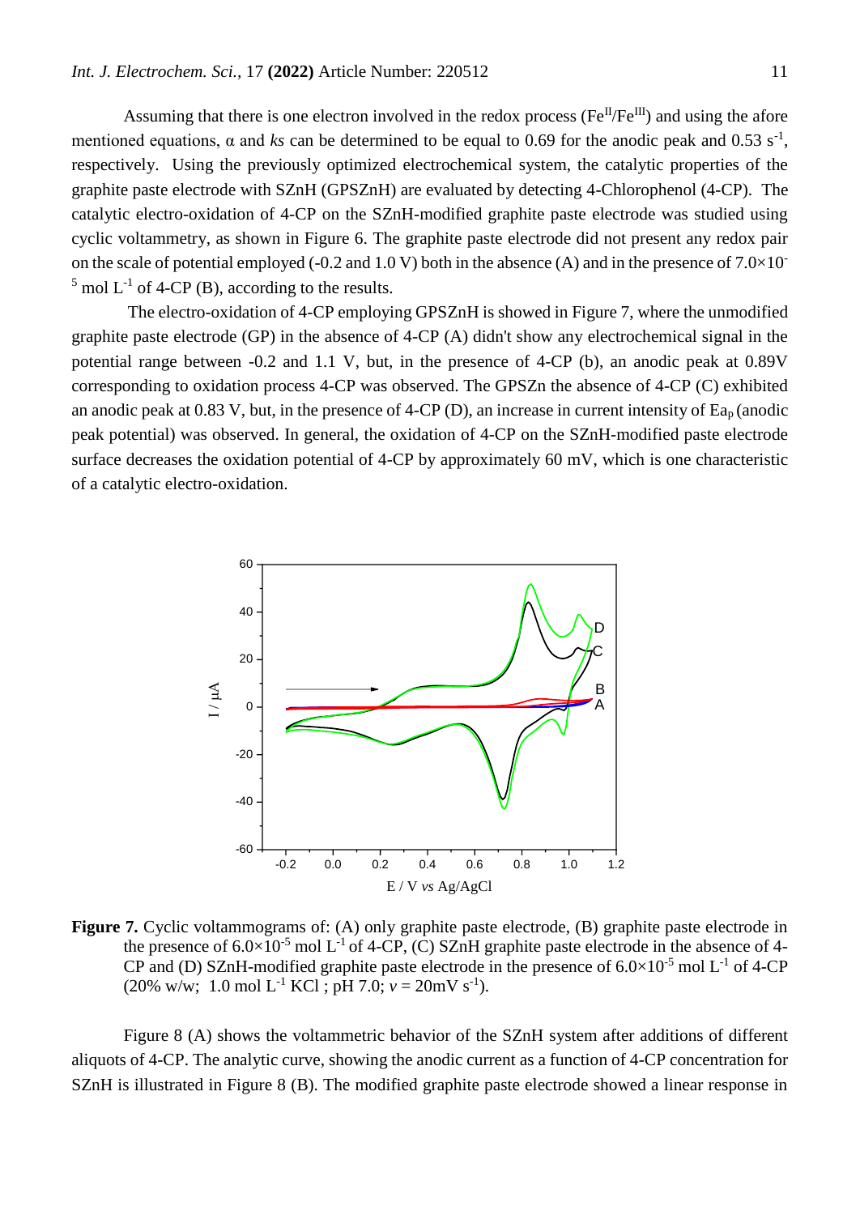Assuming that there is one electron involved in the redox process ($Fe^{II}/Fe^{III}$) and using the afore mentioned equations, α and *ks* can be determined to be equal to 0.69 for the anodic peak and 0.53 $s^{-1}$, respectively. Using the previously optimized electrochemical system, the catalytic properties of the graphite paste electrode with SZnH (GPSZnH) are evaluated by detecting 4-Chlorophenol (4-CP). The catalytic electro-oxidation of 4-CP on the SZnH-modified graphite paste electrode was studied using cyclic voltammetry, as shown in Figure 6. The graphite paste electrode did not present any redox pair on the scale of potential employed (-0.2 and 1.0 V) both in the absence (A) and in the presence of $7.0\times10^{-5}$ mol $L^{-1}$ of 4-CP (B), according to the results.

The electro-oxidation of 4-CP employing GPSZnH is showed in Figure 7, where the unmodified graphite paste electrode (GP) in the absence of 4-CP (A) didn't show any electrochemical signal in the potential range between -0.2 and 1.1 V, but, in the presence of 4-CP (b), an anodic peak at 0.89V corresponding to oxidation process 4-CP was observed. The GPSZn the absence of 4-CP (C) exhibited an anodic peak at 0.83 V, but, in the presence of 4-CP (D), an increase in current intensity of $Ea_p$ (anodic peak potential) was observed. In general, the oxidation of 4-CP on the SZnH-modified paste electrode surface decreases the oxidation potential of 4-CP by approximately 60 mV, which is one characteristic of a catalytic electro-oxidation.

**Figure 7.** Cyclic voltammograms of: (A) only graphite paste electrode, (B) graphite paste electrode in the presence of $6.0\times10^{-5}$ mol $L^{-1}$ of 4-CP, (C) SZnH graphite paste electrode in the absence of 4-CP and (D) SZnH-modified graphite paste electrode in the presence of $6.0\times10^{-5}$ mol $L^{-1}$ of 4-CP (20% w/w; 1.0 mol $L^{-1}$ KCl ; pH 7.0; $v$ = 20mV $s^{-1}$).

Figure 8 (A) shows the voltammetric behavior of the SZnH system after additions of different aliquots of 4-CP. The analytic curve, showing the anodic current as a function of 4-CP concentration for SZnH is illustrated in Figure 8 (B). The modified graphite paste electrode showed a linear response in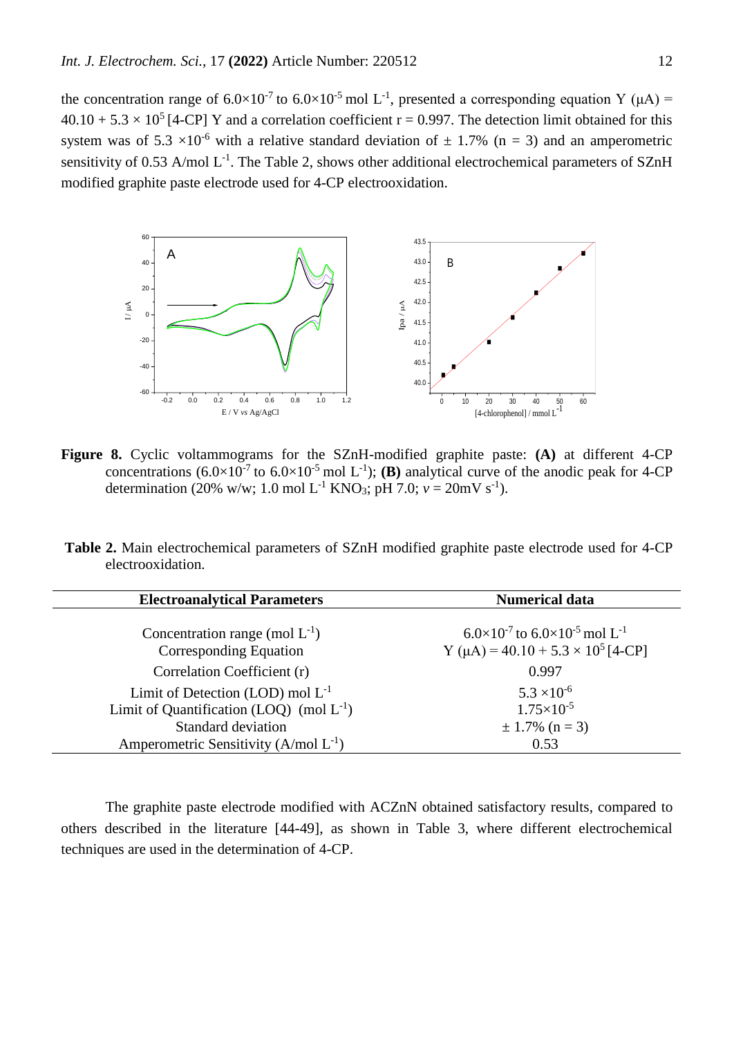the concentration range of $6.0\times10^{-7}$ to $6.0\times10^{-5}$ mol L$^{-1}$, presented a corresponding equation Y (μA) = $40.10 + 5.3 \times 10^5$ [4-CP] Y and a correlation coefficient r = 0.997. The detection limit obtained for this system was of $5.3 \times10^{-6}$ with a relative standard deviation of ± 1.7% (n = 3) and an amperometric sensitivity of 0.53 A/mol L$^{-1}$. The Table 2, shows other additional electrochemical parameters of SZnH modified graphite paste electrode used for 4-CP electrooxidation.

**Figure 8.** Cyclic voltammograms for the SZnH-modified graphite paste: **(A)** at different 4-CP concentrations ($6.0\times10^{-7}$ to $6.0\times10^{-5}$ mol L$^{-1}$); **(B)** analytical curve of the anodic peak for 4-CP determination (20% w/w; 1.0 mol L$^{-1}$ $KNO_3$; pH 7.0; $v$ = 20mV s$^{-1}$).

**Table 2.** Main electrochemical parameters of SZnH modified graphite paste electrode used for 4-CP electrooxidation.

| Electroanalytical Parameters | Numerical data |
|---|---|
| Concentration range (mol L$^{-1}$) | $6.0\times10^{-7}$ to $6.0\times10^{-5}$ mol L$^{-1}$ |
| Corresponding Equation | Y (μA) = $40.10 + 5.3 \times 10^5$ [4-CP] |
| Correlation Coefficient (r) | 0.997 |
| Limit of Detection (LOD) mol L$^{-1}$ | $5.3 \times10^{-6}$ |
| Limit of Quantification (LOQ) (mol L$^{-1}$) | $1.75\times10^{-5}$ |
| Standard deviation | ± 1.7% (n = 3) |
| Amperometric Sensitivity (A/mol L$^{-1}$) | 0.53 |

The graphite paste electrode modified with ACZnN obtained satisfactory results, compared to others described in the literature [44-49], as shown in Table 3, where different electrochemical techniques are used in the determination of 4-CP.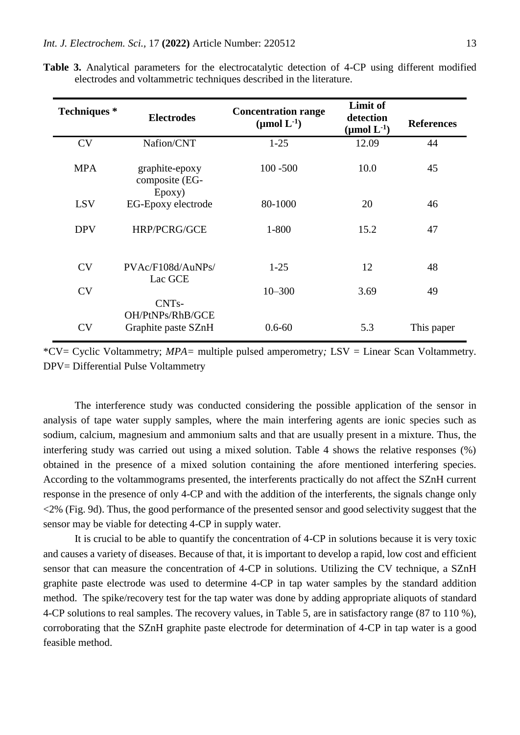**Table 3.** Analytical parameters for the electrocatalytic detection of 4-CP using different modified electrodes and voltammetric techniques described in the literature.

| Techniques * | Electrodes | Concentration range ($\mu$mol $L^{-1}$) | Limit of detection ($\mu$mol $L^{-1}$) | References |
|---|---|---|---|---|
| CV | Nafion/CNT | 1-25 | 12.09 | 44 |
| MPA | graphite-epoxy composite (EG-Epoxy) | 100 -500 | 10.0 | 45 |
| LSV | EG-Epoxy electrode | 80-1000 | 20 | 46 |
| DPV | HRP/PCRG/GCE | 1-800 | 15.2 | 47 |
| CV | PVAc/F108d/AuNPs/Lac GCE | 1-25 | 12 | 48 |
| CV | CNTs-OH/PtNPs/RhB/GCE | 10–300 | 3.69 | 49 |
| CV | Graphite paste SZnH | 0.6-60 | 5.3 | This paper |

*CV= Cyclic Voltammetry; *MPA*= multiple pulsed amperometry*;* LSV = Linear Scan Voltammetry. DPV= Differential Pulse Voltammetry

The interference study was conducted considering the possible application of the sensor in analysis of tape water supply samples, where the main interfering agents are ionic species such as sodium, calcium, magnesium and ammonium salts and that are usually present in a mixture. Thus, the interfering study was carried out using a mixed solution. Table 4 shows the relative responses (%) obtained in the presence of a mixed solution containing the afore mentioned interfering species. According to the voltammograms presented, the interferents practically do not affect the SZnH current response in the presence of only 4-CP and with the addition of the interferents, the signals change only <2% (Fig. 9d). Thus, the good performance of the presented sensor and good selectivity suggest that the sensor may be viable for detecting 4-CP in supply water.

It is crucial to be able to quantify the concentration of 4-CP in solutions because it is very toxic and causes a variety of diseases. Because of that, it is important to develop a rapid, low cost and efficient sensor that can measure the concentration of 4-CP in solutions. Utilizing the CV technique, a SZnH graphite paste electrode was used to determine 4-CP in tap water samples by the standard addition method. The spike/recovery test for the tap water was done by adding appropriate aliquots of standard 4-CP solutions to real samples. The recovery values, in Table 5, are in satisfactory range (87 to 110 %), corroborating that the SZnH graphite paste electrode for determination of 4-CP in tap water is a good feasible method.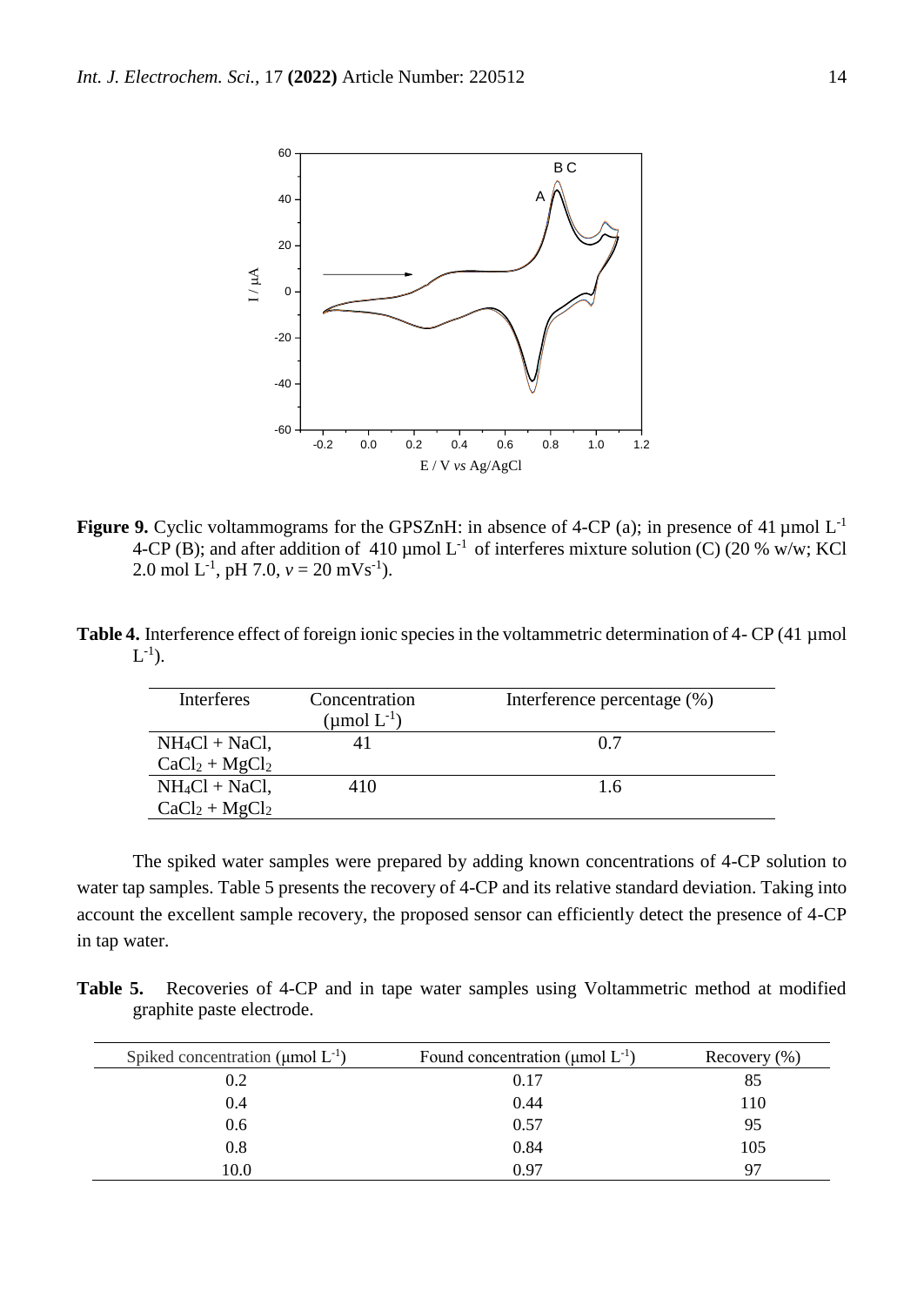**Figure 9.** Cyclic voltammograms for the GPSZnH: in absence of 4-CP (a); in presence of 41 µmol $L^{-1}$ 4-CP (B); and after addition of 410 µmol $L^{-1}$ of interferes mixture solution (C) (20 % w/w; KCl 2.0 mol $L^{-1}$, pH 7.0, $v$ = 20 $mVs^{-1}$).

**Table 4.** Interference effect of foreign ionic species in the voltammetric determination of 4- CP (41 µmol $L^{-1}$).

| Interferes | Concentration (µmol $L^{-1}$) | Interference percentage (%) |
|---|---|---|
| $NH_4Cl$ + NaCl, $CaCl_2$ + $MgCl_2$ | 41 | 0.7 |
| $NH_4Cl$ + NaCl, $CaCl_2$ + $MgCl_2$ | 410 | 1.6 |

The spiked water samples were prepared by adding known concentrations of 4-CP solution to water tap samples. Table 5 presents the recovery of 4-CP and its relative standard deviation. Taking into account the excellent sample recovery, the proposed sensor can efficiently detect the presence of 4-CP in tap water.

**Table 5.** Recoveries of 4-CP and in tape water samples using Voltammetric method at modified graphite paste electrode.

| Spiked concentration (µmol $L^{-1}$) | Found concentration (µmol $L^{-1}$) | Recovery (%) |
|---|---|---|
| 0.2 | 0.17 | 85 |
| 0.4 | 0.44 | 110 |
| 0.6 | 0.57 | 95 |
| 0.8 | 0.84 | 105 |
| 10.0 | 0.97 | 97 |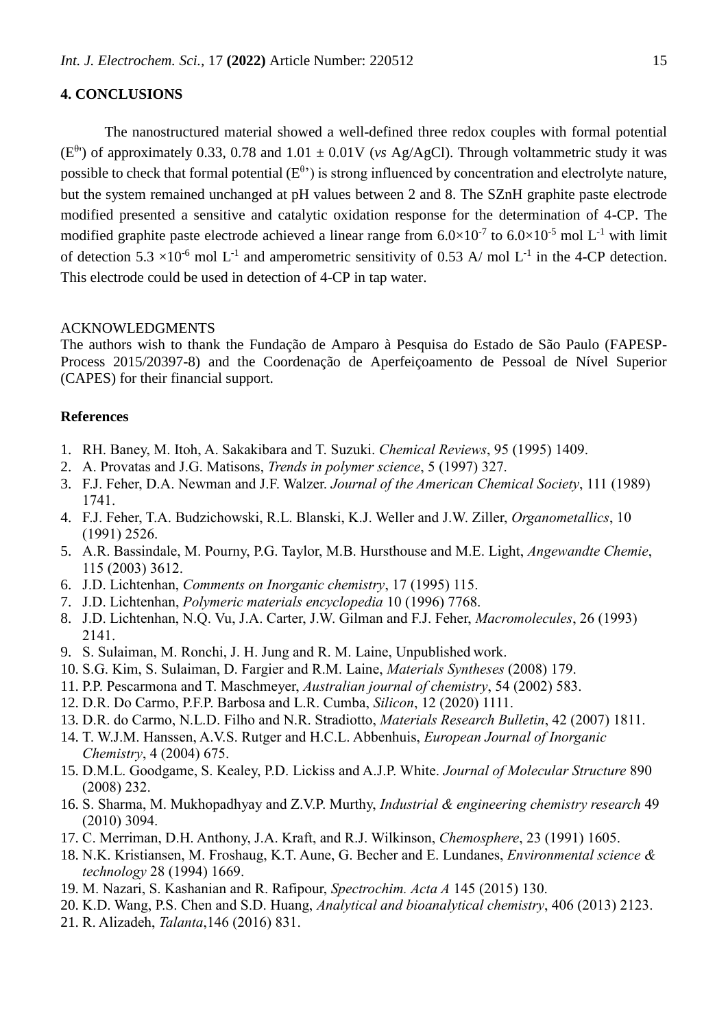## 4. CONCLUSIONS

The nanostructured material showed a well-defined three redox couples with formal potential ($E^{0\prime}$) of approximately 0.33, 0.78 and 1.01 ± 0.01V (*vs* Ag/AgCl). Through voltammetric study it was possible to check that formal potential ($E^{0\prime}$) is strong influenced by concentration and electrolyte nature, but the system remained unchanged at pH values between 2 and 8. The SZnH graphite paste electrode modified presented a sensitive and catalytic oxidation response for the determination of 4-CP. The modified graphite paste electrode achieved a linear range from $6.0\times10^{-7}$ to $6.0\times10^{-5}$ mol $L^{-1}$ with limit of detection $5.3\times10^{-6}$ mol $L^{-1}$ and amperometric sensitivity of 0.53 A/ mol $L^{-1}$ in the 4-CP detection. This electrode could be used in detection of 4-CP in tap water.

ACKNOWLEDGMENTS

The authors wish to thank the Fundação de Amparo à Pesquisa do Estado de São Paulo (FAPESP-Process 2015/20397-8) and the Coordenação de Aperfeiçoamento de Pessoal de Nível Superior (CAPES) for their financial support.

## References

1. RH. Baney, M. Itoh, A. Sakakibara and T. Suzuki. *Chemical Reviews*, 95 (1995) 1409.
2. A. Provatas and J.G. Matisons, *Trends in polymer science*, 5 (1997) 327.
3. F.J. Feher, D.A. Newman and J.F. Walzer. *Journal of the American Chemical Society*, 111 (1989) 1741.
4. F.J. Feher, T.A. Budzichowski, R.L. Blanski, K.J. Weller and J.W. Ziller, *Organometallics*, 10 (1991) 2526.
5. A.R. Bassindale, M. Pourny, P.G. Taylor, M.B. Hursthouse and M.E. Light, *Angewandte Chemie*, 115 (2003) 3612.
6. J.D. Lichtenhan, *Comments on Inorganic chemistry*, 17 (1995) 115.
7. J.D. Lichtenhan, *Polymeric materials encyclopedia* 10 (1996) 7768.
8. J.D. Lichtenhan, N.Q. Vu, J.A. Carter, J.W. Gilman and F.J. Feher, *Macromolecules*, 26 (1993) 2141.
9. S. Sulaiman, M. Ronchi, J. H. Jung and R. M. Laine, Unpublished work.
10. S.G. Kim, S. Sulaiman, D. Fargier and R.M. Laine, *Materials Syntheses* (2008) 179.
11. P.P. Pescarmona and T. Maschmeyer, *Australian journal of chemistry*, 54 (2002) 583.
12. D.R. Do Carmo, P.F.P. Barbosa and L.R. Cumba, *Silicon*, 12 (2020) 1111.
13. D.R. do Carmo, N.L.D. Filho and N.R. Stradiotto, *Materials Research Bulletin*, 42 (2007) 1811.
14. T. W.J.M. Hanssen, A.V.S. Rutger and H.C.L. Abbenhuis, *European Journal of Inorganic Chemistry*, 4 (2004) 675.
15. D.M.L. Goodgame, S. Kealey, P.D. Lickiss and A.J.P. White. *Journal of Molecular Structure* 890 (2008) 232.
16. S. Sharma, M. Mukhopadhyay and Z.V.P. Murthy, *Industrial & engineering chemistry research* 49 (2010) 3094.
17. C. Merriman, D.H. Anthony, J.A. Kraft, and R.J. Wilkinson, *Chemosphere*, 23 (1991) 1605.
18. N.K. Kristiansen, M. Froshaug, K.T. Aune, G. Becher and E. Lundanes, *Environmental science & technology* 28 (1994) 1669.
19. M. Nazari, S. Kashanian and R. Rafipour, *Spectrochim. Acta A* 145 (2015) 130.
20. K.D. Wang, P.S. Chen and S.D. Huang, *Analytical and bioanalytical chemistry*, 406 (2013) 2123.
21. R. Alizadeh, *Talanta*,146 (2016) 831.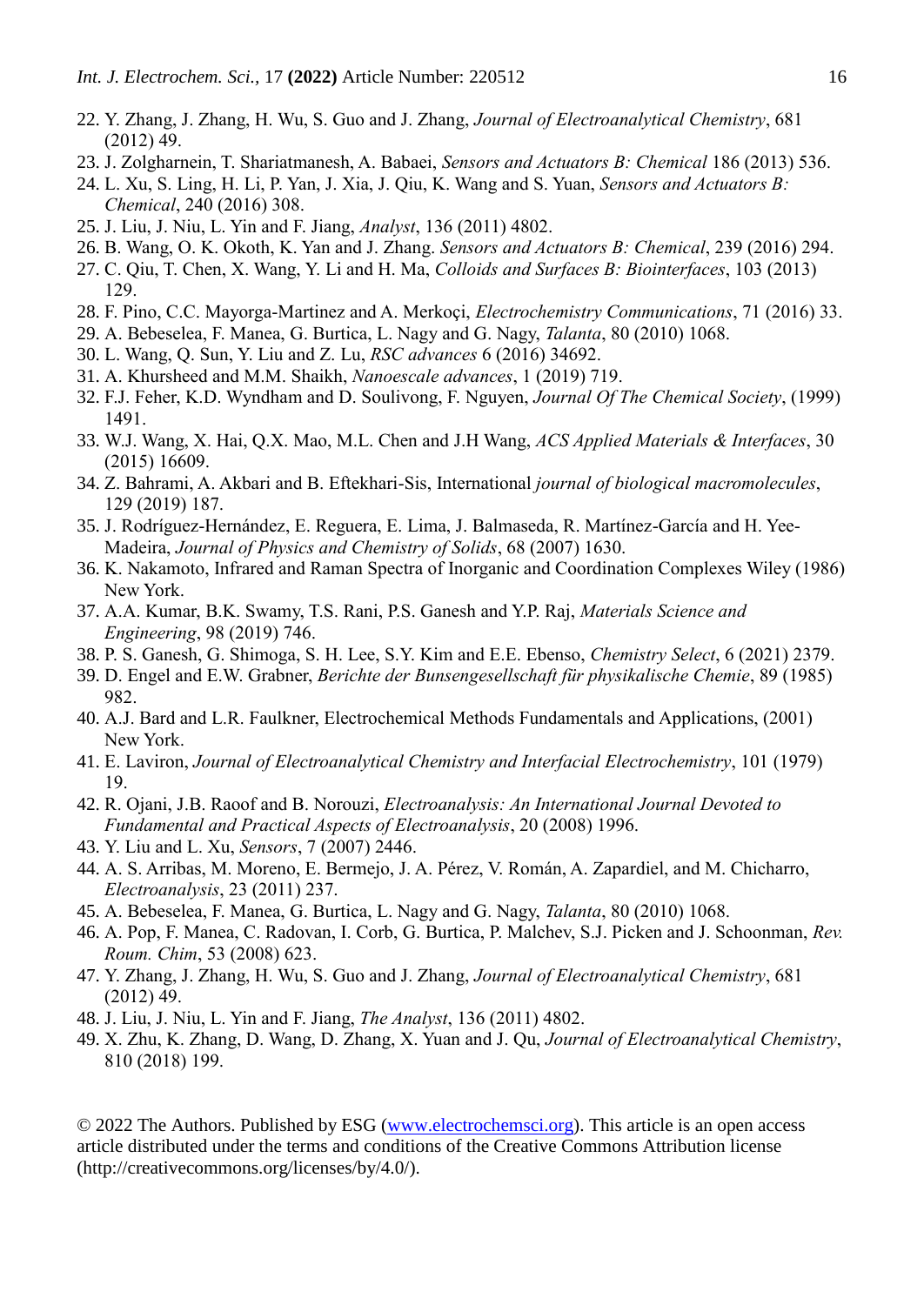22. Y. Zhang, J. Zhang, H. Wu, S. Guo and J. Zhang, *Journal of Electroanalytical Chemistry*, 681 (2012) 49.
23. J. Zolgharnein, T. Shariatmanesh, A. Babaei, *Sensors and Actuators B: Chemical* 186 (2013) 536.
24. L. Xu, S. Ling, H. Li, P. Yan, J. Xia, J. Qiu, K. Wang and S. Yuan, *Sensors and Actuators B: Chemical*, 240 (2016) 308.
25. J. Liu, J. Niu, L. Yin and F. Jiang, *Analyst*, 136 (2011) 4802.
26. B. Wang, O. K. Okoth, K. Yan and J. Zhang. *Sensors and Actuators B: Chemical*, 239 (2016) 294.
27. C. Qiu, T. Chen, X. Wang, Y. Li and H. Ma, *Colloids and Surfaces B: Biointerfaces*, 103 (2013) 129.
28. F. Pino, C.C. Mayorga-Martinez and A. Merkoçi, *Electrochemistry Communications*, 71 (2016) 33.
29. A. Bebeselea, F. Manea, G. Burtica, L. Nagy and G. Nagy, *Talanta*, 80 (2010) 1068.
30. L. Wang, Q. Sun, Y. Liu and Z. Lu, *RSC advances* 6 (2016) 34692.
31. A. Khursheed and M.M. Shaikh, *Nanoescale advances*, 1 (2019) 719.
32. F.J. Feher, K.D. Wyndham and D. Soulivong, F. Nguyen, *Journal Of The Chemical Society*, (1999) 1491.
33. W.J. Wang, X. Hai, Q.X. Mao, M.L. Chen and J.H Wang, *ACS Applied Materials & Interfaces*, 30 (2015) 16609.
34. Z. Bahrami, A. Akbari and B. Eftekhari-Sis, International *journal of biological macromolecules*, 129 (2019) 187.
35. J. Rodríguez-Hernández, E. Reguera, E. Lima, J. Balmaseda, R. Martínez-García and H. Yee-Madeira, *Journal of Physics and Chemistry of Solids*, 68 (2007) 1630.
36. K. Nakamoto, Infrared and Raman Spectra of Inorganic and Coordination Complexes Wiley (1986) New York.
37. A.A. Kumar, B.K. Swamy, T.S. Rani, P.S. Ganesh and Y.P. Raj, *Materials Science and Engineering*, 98 (2019) 746.
38. P. S. Ganesh, G. Shimoga, S. H. Lee, S.Y. Kim and E.E. Ebenso, *Chemistry Select*, 6 (2021) 2379.
39. D. Engel and E.W. Grabner, *Berichte der Bunsengesellschaft für physikalische Chemie*, 89 (1985) 982.
40. A.J. Bard and L.R. Faulkner, Electrochemical Methods Fundamentals and Applications, (2001) New York.
41. E. Laviron, *Journal of Electroanalytical Chemistry and Interfacial Electrochemistry*, 101 (1979) 19.
42. R. Ojani, J.B. Raoof and B. Norouzi, *Electroanalysis: An International Journal Devoted to Fundamental and Practical Aspects of Electroanalysis*, 20 (2008) 1996.
43. Y. Liu and L. Xu, *Sensors*, 7 (2007) 2446.
44. A. S. Arribas, M. Moreno, E. Bermejo, J. A. Pérez, V. Román, A. Zapardiel, and M. Chicharro, *Electroanalysis*, 23 (2011) 237.
45. A. Bebeselea, F. Manea, G. Burtica, L. Nagy and G. Nagy, *Talanta*, 80 (2010) 1068.
46. A. Pop, F. Manea, C. Radovan, I. Corb, G. Burtica, P. Malchev, S.J. Picken and J. Schoonman, *Rev. Roum. Chim*, 53 (2008) 623.
47. Y. Zhang, J. Zhang, H. Wu, S. Guo and J. Zhang, *Journal of Electroanalytical Chemistry*, 681 (2012) 49.
48. J. Liu, J. Niu, L. Yin and F. Jiang, *The Analyst*, 136 (2011) 4802.
49. X. Zhu, K. Zhang, D. Wang, D. Zhang, X. Yuan and J. Qu, *Journal of Electroanalytical Chemistry*, 810 (2018) 199.

© 2022 The Authors. Published by ESG (www.electrochemsci.org). This article is an open access article distributed under the terms and conditions of the Creative Commons Attribution license (http://creativecommons.org/licenses/by/4.0/).